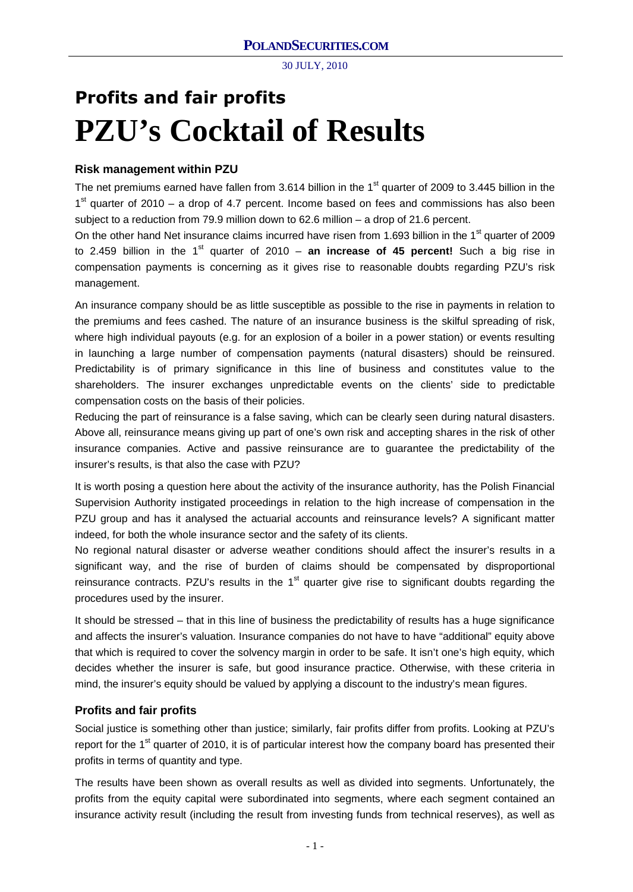# Profits and fair profits

# PZU's Cocktail of Results

### Risk management within PZU

The net premiums earned have fallen from 3.614 billion in the 1st quarter of 2009 to 3.445 billion in the 1st quarter of 2010 – a drop of 4.7 percent. Income based on fees and commissions has also been subject to a reduction from 79.9 million down to 62.6 million – a drop of 21.6 percent.

On the other hand Net insurance claims incurred have risen from 1.693 billion in the 1st quarter of 2009 to 2.459 billion in the 1st quarter of 2010 – **an increase of 45 percent!** Such a big rise in compensation payments is concerning as it gives rise to reasonable doubts regarding PZU's risk management.

An insurance company should be as little susceptible as possible to the rise in payments in relation to the premiums and fees cashed. The nature of an insurance business is the skilful spreading of risk, where high individual payouts (e.g. for an explosion of a boiler in a power station) or events resulting in launching a large number of compensation payments (natural disasters) should be reinsured. Predictability is of primary significance in this line of business and constitutes value to the shareholders. The insurer exchanges unpredictable events on the clients' side to predictable compensation costs on the basis of their policies.

Reducing the part of reinsurance is a false saving, which can be clearly seen during natural disasters. Above all, reinsurance means giving up part of one's own risk and accepting shares in the risk of other insurance companies. Active and passive reinsurance are to guarantee the predictability of the insurer's results, is that also the case with PZU?

It is worth posing a question here about the activity of the insurance authority, has the Polish Financial Supervision Authority instigated proceedings in relation to the high increase of compensation in the PZU group and has it analysed the actuarial accounts and reinsurance levels? A significant matter indeed, for both the whole insurance sector and the safety of its clients.

No regional natural disaster or adverse weather conditions should affect the insurer's results in a significant way, and the rise of burden of claims should be compensated by disproportional reinsurance contracts. PZU's results in the 1st quarter give rise to significant doubts regarding the procedures used by the insurer.

It should be stressed – that in this line of business the predictability of results has a huge significance and affects the insurer's valuation. Insurance companies do not have to have "additional" equity above that which is required to cover the solvency margin in order to be safe. It isn't one's high equity, which decides whether the insurer is safe, but good insurance practice. Otherwise, with these criteria in mind, the insurer's equity should be valued by applying a discount to the industry's mean figures.

### Profits and fair profits

Social justice is something other than justice; similarly, fair profits differ from profits. Looking at PZU's report for the 1st quarter of 2010, it is of particular interest how the company board has presented their profits in terms of quantity and type.

The results have been shown as overall results as well as divided into segments. Unfortunately, the profits from the equity capital were subordinated into segments, where each segment contained an insurance activity result (including the result from investing funds from technical reserves), as well as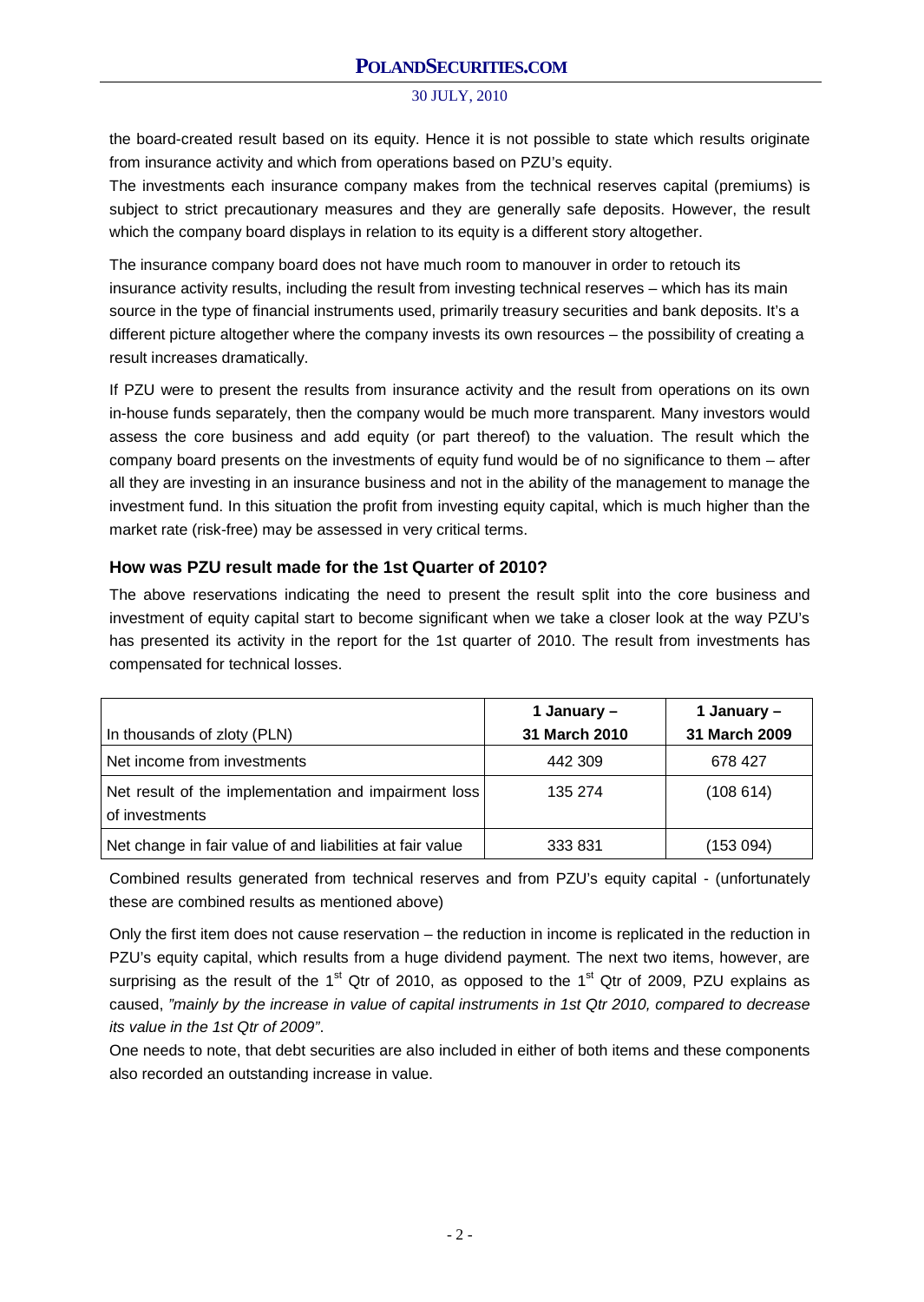the board-created result based on its equity. Hence it is not possible to state which results originate from insurance activity and which from operations based on PZU's equity.

The investments each insurance company makes from the technical reserves capital (premiums) is subject to strict precautionary measures and they are generally safe deposits. However, the result which the company board displays in relation to its equity is a different story altogether.

The insurance company board does not have much room to manouver in order to retouch its insurance activity results, including the result from investing technical reserves – which has its main source in the type of financial instruments used, primarily treasury securities and bank deposits. It's a different picture altogether where the company invests its own resources – the possibility of creating a result increases dramatically.

If PZU were to present the results from insurance activity and the result from operations on its own in-house funds separately, then the company would be much more transparent. Many investors would assess the core business and add equity (or part thereof) to the valuation. The result which the company board presents on the investments of equity fund would be of no significance to them – after all they are investing in an insurance business and not in the ability of the management to manage the investment fund. In this situation the profit from investing equity capital, which is much higher than the market rate (risk-free) may be assessed in very critical terms.

### How was PZU result made for the 1st Quarter of 2010?

The above reservations indicating the need to present the result split into the core business and investment of equity capital start to become significant when we take a closer look at the way PZU's has presented its activity in the report for the 1st quarter of 2010. The result from investments has compensated for technical losses.

| In thousands of zloty (PLN) | 1 January – 31 March 2010 | 1 January – 31 March 2009 |
|---|---|---|
| Net income from investments | 442 309 | 678 427 |
| Net result of the implementation and impairment loss of investments | 135 274 | (108 614) |
| Net change in fair value of and liabilities at fair value | 333 831 | (153 094) |

Combined results generated from technical reserves and from PZU's equity capital - (unfortunately these are combined results as mentioned above)

Only the first item does not cause reservation – the reduction in income is replicated in the reduction in PZU's equity capital, which results from a huge dividend payment. The next two items, however, are surprising as the result of the 1st Qtr of 2010, as opposed to the 1st Qtr of 2009, PZU explains as caused, *"mainly by the increase in value of capital instruments in 1st Qtr 2010, compared to decrease its value in the 1st Qtr of 2009"*.

One needs to note, that debt securities are also included in either of both items and these components also recorded an outstanding increase in value.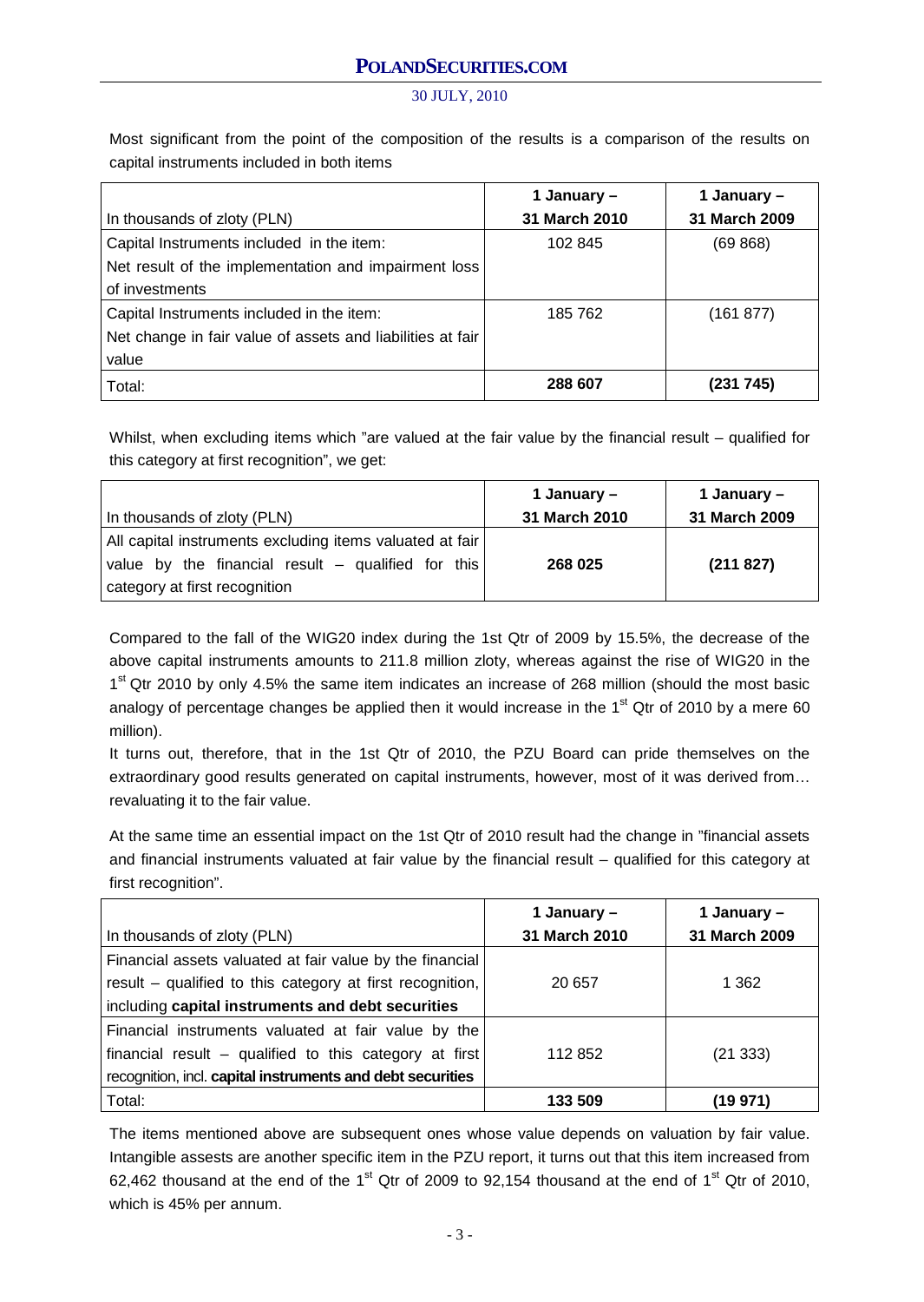Most significant from the point of the composition of the results is a comparison of the results on capital instruments included in both items

| In thousands of zloty (PLN) | 1 January – 31 March 2010 | 1 January – 31 March 2009 |
|---|---|---|
| Capital Instruments included in the item: Net result of the implementation and impairment loss of investments | 102 845 | (69 868) |
| Capital Instruments included in the item: Net change in fair value of assets and liabilities at fair value | 185 762 | (161 877) |
| Total: | **288 607** | **(231 745)** |

Whilst, when excluding items which "are valued at the fair value by the financial result – qualified for this category at first recognition", we get:

| In thousands of zloty (PLN) | 1 January – 31 March 2010 | 1 January – 31 March 2009 |
|---|---|---|
| All capital instruments excluding items valuated at fair value by the financial result – qualified for this category at first recognition | **268 025** | **(211 827)** |

Compared to the fall of the WIG20 index during the 1st Qtr of 2009 by 15.5%, the decrease of the above capital instruments amounts to 211.8 million zloty, whereas against the rise of WIG20 in the 1st Qtr 2010 by only 4.5% the same item indicates an increase of 268 million (should the most basic analogy of percentage changes be applied then it would increase in the 1st Qtr of 2010 by a mere 60 million).

It turns out, therefore, that in the 1st Qtr of 2010, the PZU Board can pride themselves on the extraordinary good results generated on capital instruments, however, most of it was derived from… revaluating it to the fair value.

At the same time an essential impact on the 1st Qtr of 2010 result had the change in "financial assets and financial instruments valuated at fair value by the financial result – qualified for this category at first recognition".

| In thousands of zloty (PLN) | 1 January – 31 March 2010 | 1 January – 31 March 2009 |
|---|---|---|
| Financial assets valuated at fair value by the financial result – qualified to this category at first recognition, including **capital instruments and debt securities** | 20 657 | 1 362 |
| Financial instruments valuated at fair value by the financial result – qualified to this category at first recognition, incl. **capital instruments and debt securities** | 112 852 | (21 333) |
| Total: | **133 509** | **(19 971)** |

The items mentioned above are subsequent ones whose value depends on valuation by fair value. Intangible assests are another specific item in the PZU report, it turns out that this item increased from 62,462 thousand at the end of the 1st Qtr of 2009 to 92,154 thousand at the end of 1st Qtr of 2010, which is 45% per annum.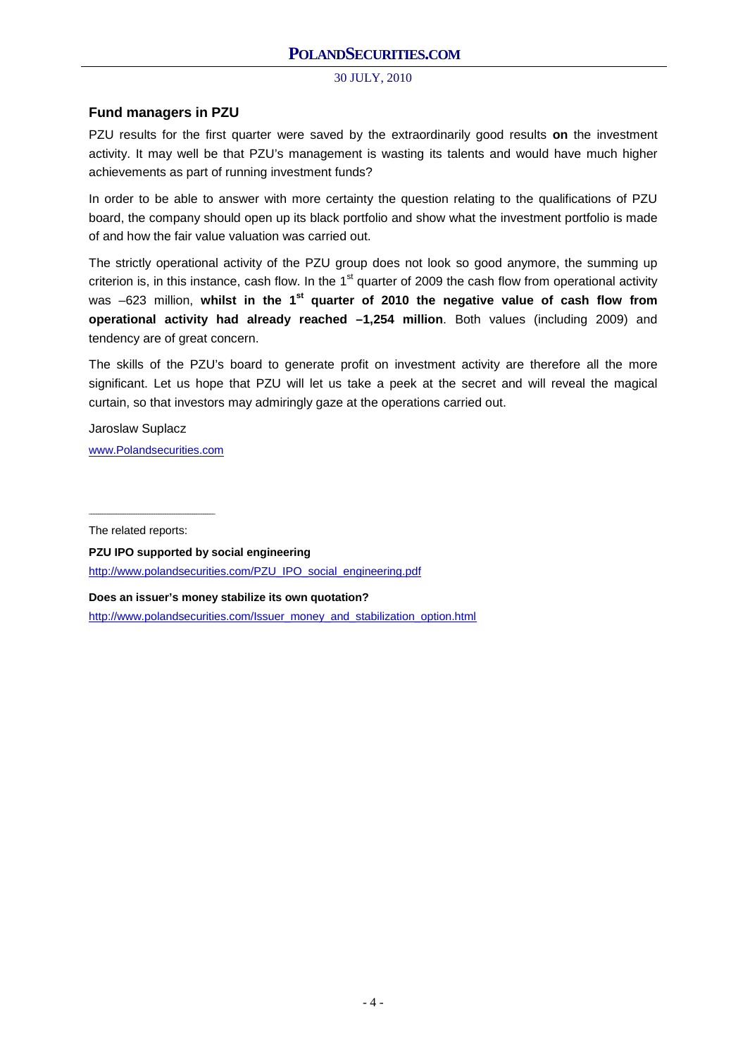## Fund managers in PZU

PZU results for the first quarter were saved by the extraordinarily good results **on** the investment activity. It may well be that PZU's management is wasting its talents and would have much higher achievements as part of running investment funds?

In order to be able to answer with more certainty the question relating to the qualifications of PZU board, the company should open up its black portfolio and show what the investment portfolio is made of and how the fair value valuation was carried out.

The strictly operational activity of the PZU group does not look so good anymore, the summing up criterion is, in this instance, cash flow. In the 1st quarter of 2009 the cash flow from operational activity was –623 million, **whilst in the 1st quarter of 2010 the negative value of cash flow from operational activity had already reached –1,254 million**. Both values (including 2009) and tendency are of great concern.

The skills of the PZU's board to generate profit on investment activity are therefore all the more significant. Let us hope that PZU will let us take a peek at the secret and will reveal the magical curtain, so that investors may admiringly gaze at the operations carried out.

Jaroslaw Suplacz

www.Polandsecurities.com

---

The related reports:

**PZU IPO supported by social engineering**

http://www.polandsecurities.com/PZU_IPO_social_engineering.pdf

**Does an issuer's money stabilize its own quotation?**

http://www.polandsecurities.com/Issuer_money_and_stabilization_option.html